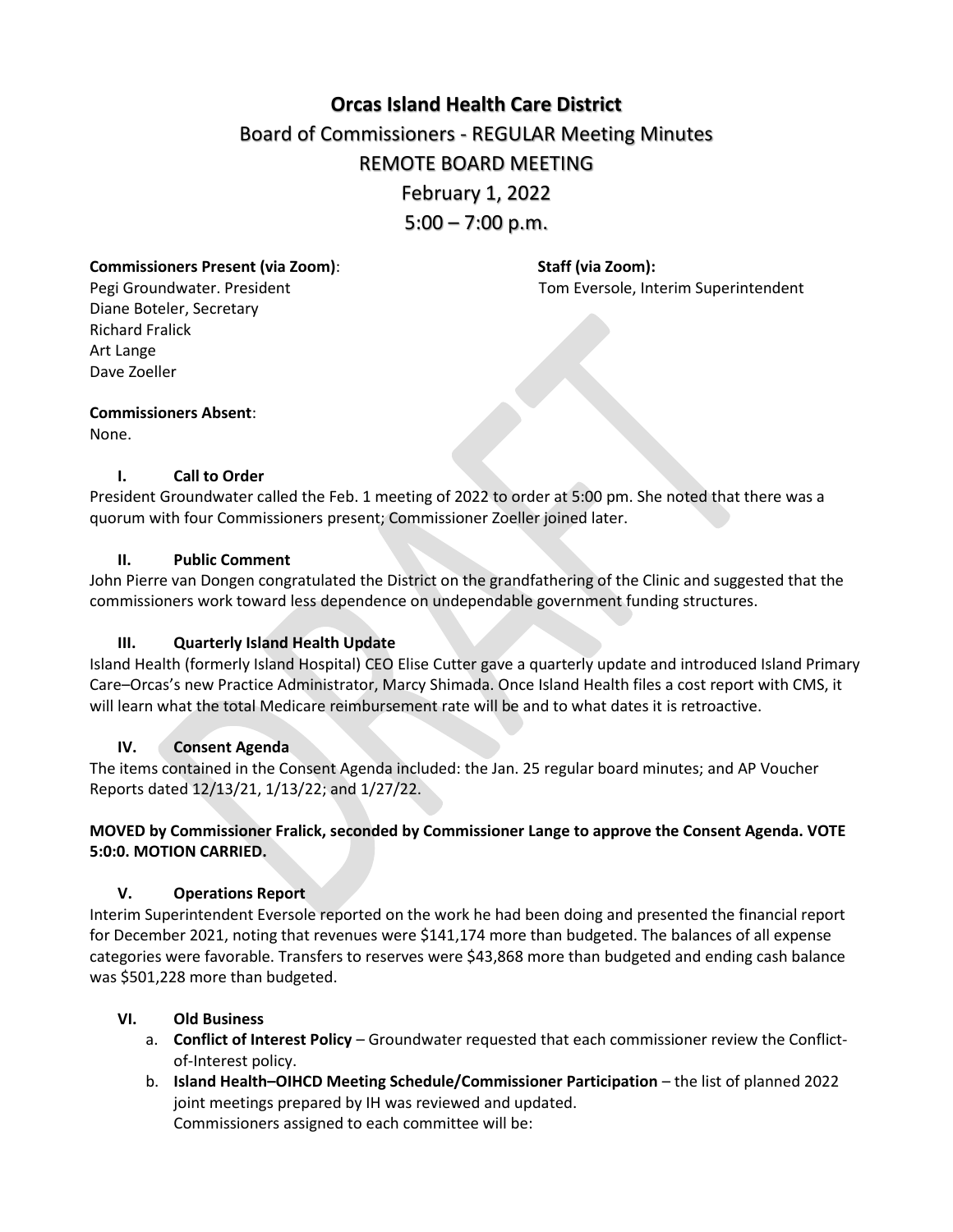# Orcas Island Health Care District

## Board of Commissioners - REGULAR Meeting Minutes

## REMOTE BOARD MEETING

## February 1, 2022

## 5:00 – 7:00 p.m.

**Commissioners Present (via Zoom)**:
Pegi Groundwater. President
Diane Boteler, Secretary
Richard Fralick
Art Lange
Dave Zoeller

**Staff (via Zoom):**
Tom Eversole, Interim Superintendent

**Commissioners Absent**:
None.

### I. Call to Order

President Groundwater called the Feb. 1 meeting of 2022 to order at 5:00 pm. She noted that there was a quorum with four Commissioners present; Commissioner Zoeller joined later.

### II. Public Comment

John Pierre van Dongen congratulated the District on the grandfathering of the Clinic and suggested that the commissioners work toward less dependence on undependable government funding structures.

### III. Quarterly Island Health Update

Island Health (formerly Island Hospital) CEO Elise Cutter gave a quarterly update and introduced Island Primary Care–Orcas's new Practice Administrator, Marcy Shimada. Once Island Health files a cost report with CMS, it will learn what the total Medicare reimbursement rate will be and to what dates it is retroactive.

### IV. Consent Agenda

The items contained in the Consent Agenda included: the Jan. 25 regular board minutes; and AP Voucher Reports dated 12/13/21, 1/13/22; and 1/27/22.

**MOVED by Commissioner Fralick, seconded by Commissioner Lange to approve the Consent Agenda. VOTE 5:0:0. MOTION CARRIED.**

### V. Operations Report

Interim Superintendent Eversole reported on the work he had been doing and presented the financial report for December 2021, noting that revenues were $141,174 more than budgeted. The balances of all expense categories were favorable. Transfers to reserves were $43,868 more than budgeted and ending cash balance was $501,228 more than budgeted.

### VI. Old Business

a. **Conflict of Interest Policy** – Groundwater requested that each commissioner review the Conflict-of-Interest policy.
b. **Island Health–OIHCD Meeting Schedule/Commissioner Participation** – the list of planned 2022 joint meetings prepared by IH was reviewed and updated.
   Commissioners assigned to each committee will be: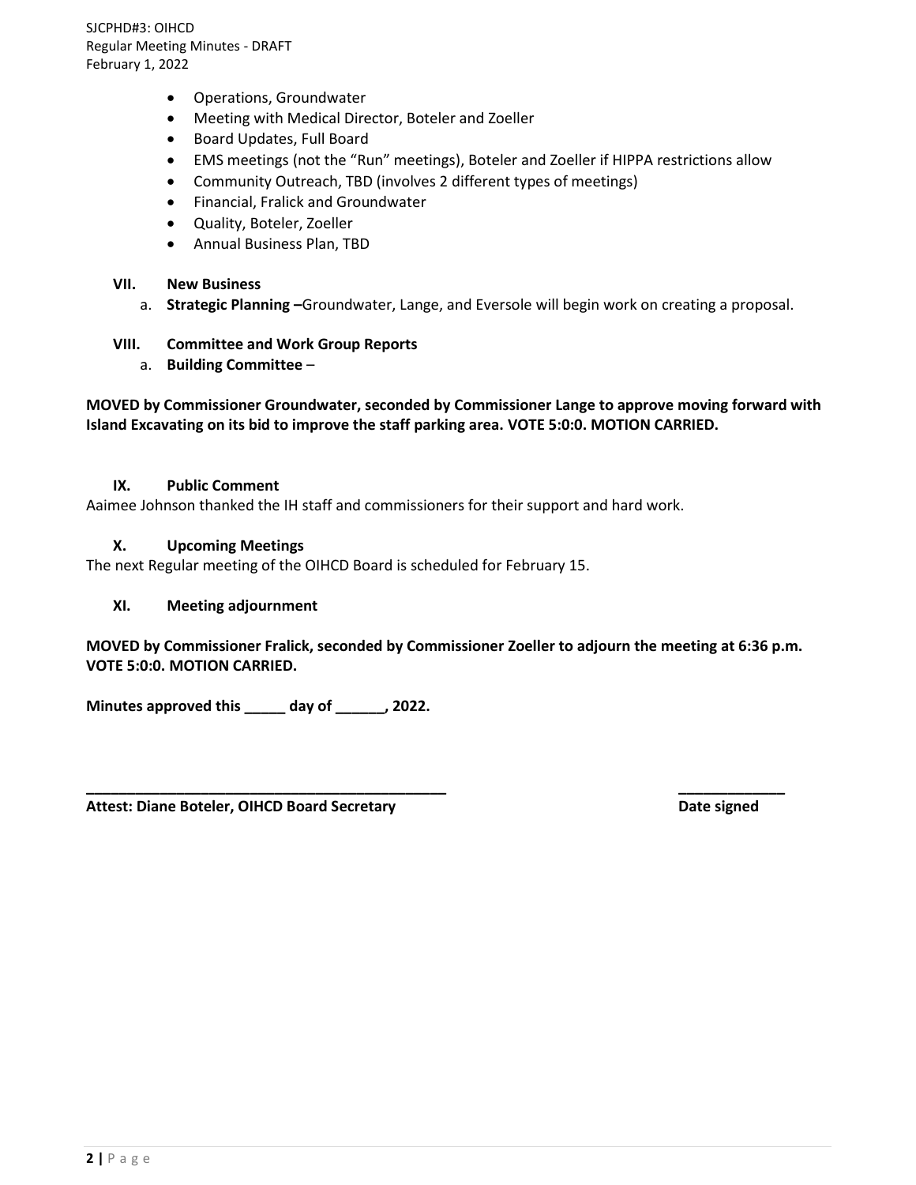- Operations, Groundwater
- Meeting with Medical Director, Boteler and Zoeller
- Board Updates, Full Board
- EMS meetings (not the "Run" meetings), Boteler and Zoeller if HIPPA restrictions allow
- Community Outreach, TBD (involves 2 different types of meetings)
- Financial, Fralick and Groundwater
- Quality, Boteler, Zoeller
- Annual Business Plan, TBD

### VII. New Business

a. **Strategic Planning –**Groundwater, Lange, and Eversole will begin work on creating a proposal.

### VIII. Committee and Work Group Reports

a. **Building Committee** –

**MOVED by Commissioner Groundwater, seconded by Commissioner Lange to approve moving forward with Island Excavating on its bid to improve the staff parking area. VOTE 5:0:0. MOTION CARRIED.**

### IX. Public Comment

Aaimee Johnson thanked the IH staff and commissioners for their support and hard work.

### X. Upcoming Meetings

The next Regular meeting of the OIHCD Board is scheduled for February 15.

### XI. Meeting adjournment

**MOVED by Commissioner Fralick, seconded by Commissioner Zoeller to adjourn the meeting at 6:36 p.m. VOTE 5:0:0. MOTION CARRIED.**

**Minutes approved this _____ day of ______, 2022.**

**_____________________________________________ _____________**

**Attest: Diane Boteler, OIHCD Board Secretary Date signed**